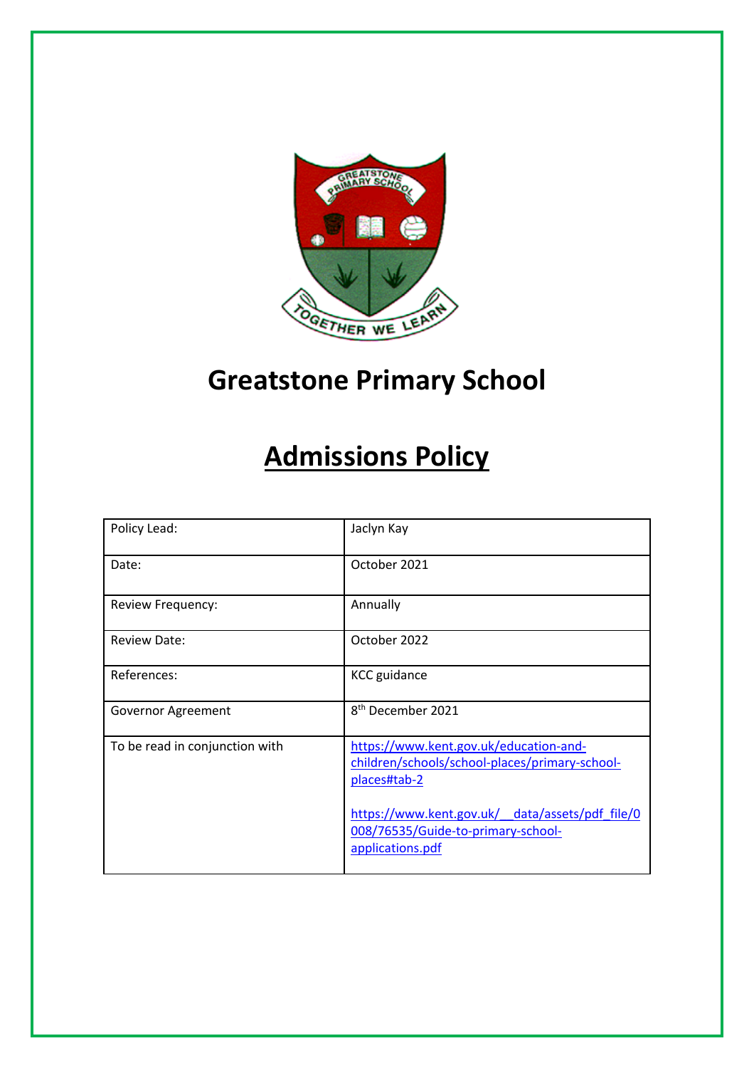# Greatstone Primary School

## Admissions Policy

| | |
|---|---|
| Policy Lead: | Jaclyn Kay |
| Date: | October 2021 |
| Review Frequency: | Annually |
| Review Date: | October 2022 |
| References: | KCC guidance |
| Governor Agreement | 8th December 2021 |
| To be read in conjunction with | https://www.kent.gov.uk/education-and-children/schools/school-places/primary-school-places#tab-2<br><br>https://www.kent.gov.uk/__data/assets/pdf_file/0008/76535/Guide-to-primary-school-applications.pdf |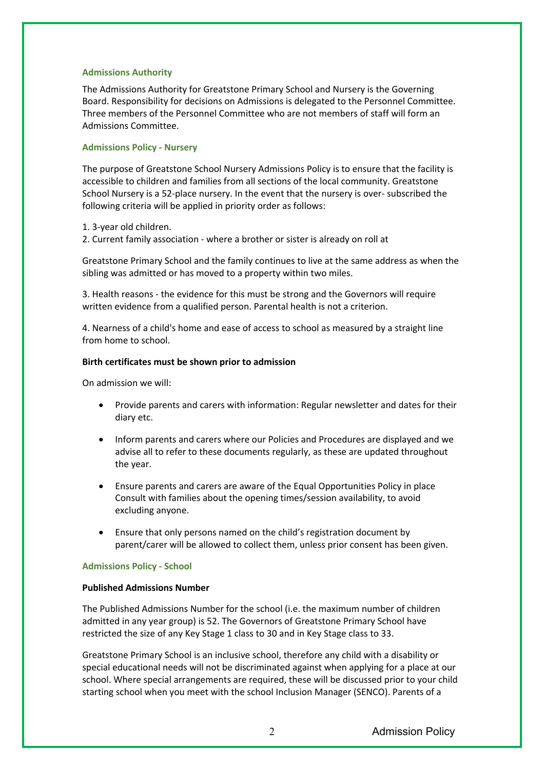### Admissions Authority

The Admissions Authority for Greatstone Primary School and Nursery is the Governing Board. Responsibility for decisions on Admissions is delegated to the Personnel Committee. Three members of the Personnel Committee who are not members of staff will form an Admissions Committee.

### Admissions Policy - Nursery

The purpose of Greatstone School Nursery Admissions Policy is to ensure that the facility is accessible to children and families from all sections of the local community. Greatstone School Nursery is a 52-place nursery. In the event that the nursery is over- subscribed the following criteria will be applied in priority order as follows:

1. 3-year old children.
2. Current family association - where a brother or sister is already on roll at

Greatstone Primary School and the family continues to live at the same address as when the sibling was admitted or has moved to a property within two miles.

3. Health reasons - the evidence for this must be strong and the Governors will require written evidence from a qualified person. Parental health is not a criterion.

4. Nearness of a child's home and ease of access to school as measured by a straight line from home to school.

**Birth certificates must be shown prior to admission**

On admission we will:

- Provide parents and carers with information: Regular newsletter and dates for their diary etc.
- Inform parents and carers where our Policies and Procedures are displayed and we advise all to refer to these documents regularly, as these are updated throughout the year.
- Ensure parents and carers are aware of the Equal Opportunities Policy in place Consult with families about the opening times/session availability, to avoid excluding anyone.
- Ensure that only persons named on the child's registration document by parent/carer will be allowed to collect them, unless prior consent has been given.

### Admissions Policy - School

**Published Admissions Number**

The Published Admissions Number for the school (i.e. the maximum number of children admitted in any year group) is 52. The Governors of Greatstone Primary School have restricted the size of any Key Stage 1 class to 30 and in Key Stage class to 33.

Greatstone Primary School is an inclusive school, therefore any child with a disability or special educational needs will not be discriminated against when applying for a place at our school. Where special arrangements are required, these will be discussed prior to your child starting school when you meet with the school Inclusion Manager (SENCO). Parents of a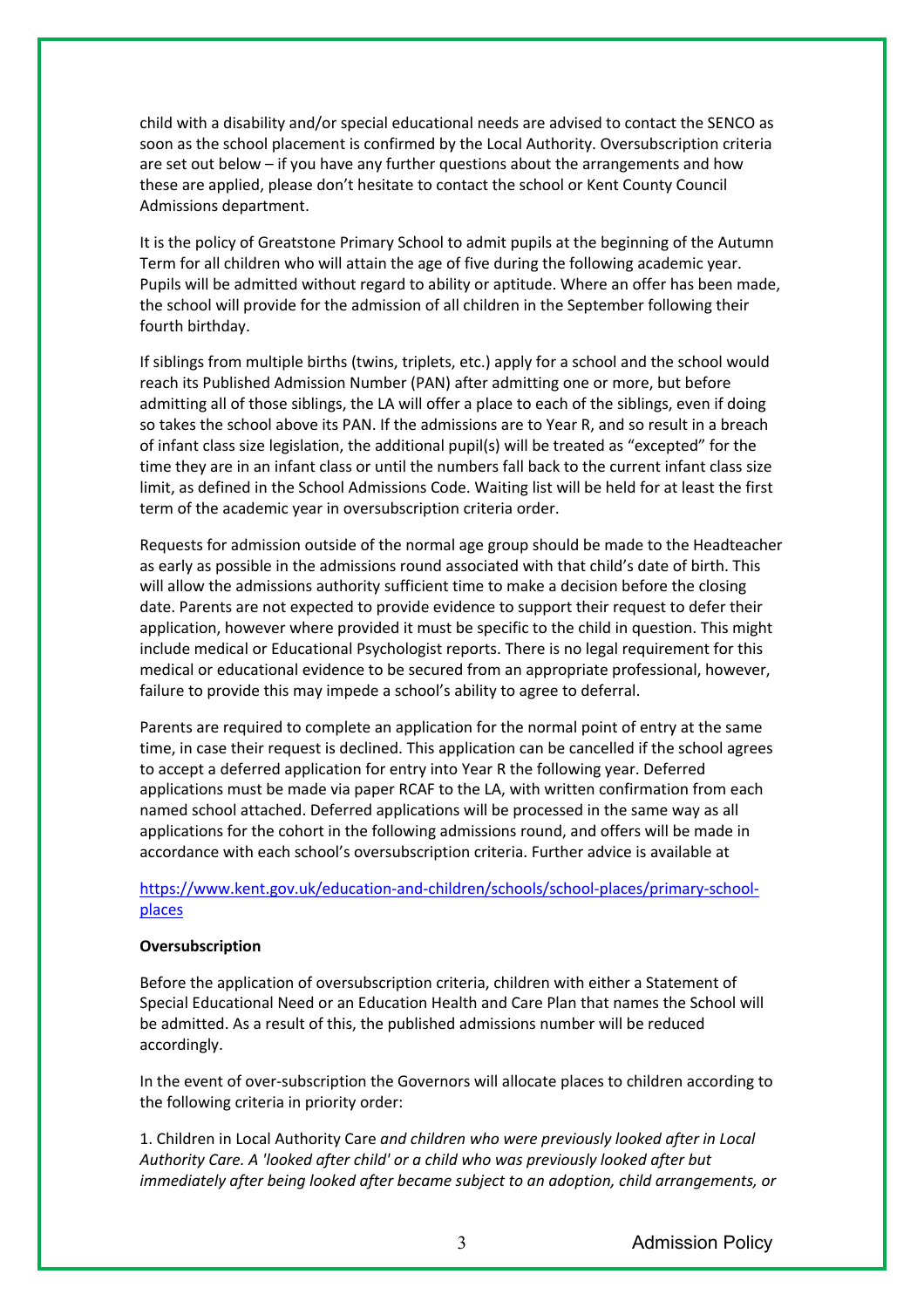child with a disability and/or special educational needs are advised to contact the SENCO as soon as the school placement is confirmed by the Local Authority. Oversubscription criteria are set out below – if you have any further questions about the arrangements and how these are applied, please don't hesitate to contact the school or Kent County Council Admissions department.

It is the policy of Greatstone Primary School to admit pupils at the beginning of the Autumn Term for all children who will attain the age of five during the following academic year. Pupils will be admitted without regard to ability or aptitude. Where an offer has been made, the school will provide for the admission of all children in the September following their fourth birthday.

If siblings from multiple births (twins, triplets, etc.) apply for a school and the school would reach its Published Admission Number (PAN) after admitting one or more, but before admitting all of those siblings, the LA will offer a place to each of the siblings, even if doing so takes the school above its PAN. If the admissions are to Year R, and so result in a breach of infant class size legislation, the additional pupil(s) will be treated as "excepted" for the time they are in an infant class or until the numbers fall back to the current infant class size limit, as defined in the School Admissions Code. Waiting list will be held for at least the first term of the academic year in oversubscription criteria order.

Requests for admission outside of the normal age group should be made to the Headteacher as early as possible in the admissions round associated with that child's date of birth. This will allow the admissions authority sufficient time to make a decision before the closing date. Parents are not expected to provide evidence to support their request to defer their application, however where provided it must be specific to the child in question. This might include medical or Educational Psychologist reports. There is no legal requirement for this medical or educational evidence to be secured from an appropriate professional, however, failure to provide this may impede a school's ability to agree to deferral.

Parents are required to complete an application for the normal point of entry at the same time, in case their request is declined. This application can be cancelled if the school agrees to accept a deferred application for entry into Year R the following year. Deferred applications must be made via paper RCAF to the LA, with written confirmation from each named school attached. Deferred applications will be processed in the same way as all applications for the cohort in the following admissions round, and offers will be made in accordance with each school's oversubscription criteria. Further advice is available at

https://www.kent.gov.uk/education-and-children/schools/school-places/primary-school-places

**Oversubscription**

Before the application of oversubscription criteria, children with either a Statement of Special Educational Need or an Education Health and Care Plan that names the School will be admitted. As a result of this, the published admissions number will be reduced accordingly.

In the event of over-subscription the Governors will allocate places to children according to the following criteria in priority order:

1. Children in Local Authority Care *and children who were previously looked after in Local Authority Care. A 'looked after child' or a child who was previously looked after but immediately after being looked after became subject to an adoption, child arrangements, or*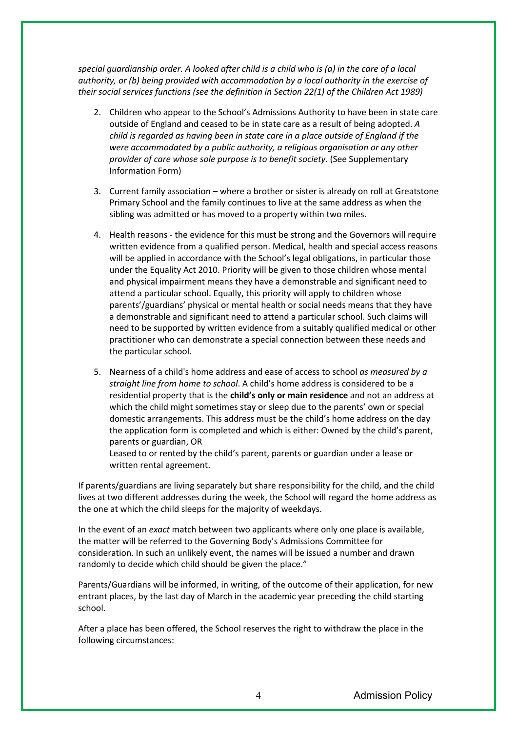*special guardianship order. A looked after child is a child who is (a) in the care of a local authority, or (b) being provided with accommodation by a local authority in the exercise of their social services functions (see the definition in Section 22(1) of the Children Act 1989)*

2. Children who appear to the School's Admissions Authority to have been in state care outside of England and ceased to be in state care as a result of being adopted. *A child is regarded as having been in state care in a place outside of England if the were accommodated by a public authority, a religious organisation or any other provider of care whose sole purpose is to benefit society.* (See Supplementary Information Form)

3. Current family association – where a brother or sister is already on roll at Greatstone Primary School and the family continues to live at the same address as when the sibling was admitted or has moved to a property within two miles.

4. Health reasons - the evidence for this must be strong and the Governors will require written evidence from a qualified person. Medical, health and special access reasons will be applied in accordance with the School's legal obligations, in particular those under the Equality Act 2010. Priority will be given to those children whose mental and physical impairment means they have a demonstrable and significant need to attend a particular school. Equally, this priority will apply to children whose parents'/guardians' physical or mental health or social needs means that they have a demonstrable and significant need to attend a particular school. Such claims will need to be supported by written evidence from a suitably qualified medical or other practitioner who can demonstrate a special connection between these needs and the particular school.

5. Nearness of a child's home address and ease of access to school *as measured by a straight line from home to school*. A child's home address is considered to be a residential property that is the **child's only or main residence** and not an address at which the child might sometimes stay or sleep due to the parents' own or special domestic arrangements. This address must be the child's home address on the day the application form is completed and which is either: Owned by the child's parent, parents or guardian, OR
   Leased to or rented by the child's parent, parents or guardian under a lease or written rental agreement.

If parents/guardians are living separately but share responsibility for the child, and the child lives at two different addresses during the week, the School will regard the home address as the one at which the child sleeps for the majority of weekdays.

In the event of an *exact* match between two applicants where only one place is available, the matter will be referred to the Governing Body's Admissions Committee for consideration. In such an unlikely event, the names will be issued a number and drawn randomly to decide which child should be given the place."

Parents/Guardians will be informed, in writing, of the outcome of their application, for new entrant places, by the last day of March in the academic year preceding the child starting school.

After a place has been offered, the School reserves the right to withdraw the place in the following circumstances: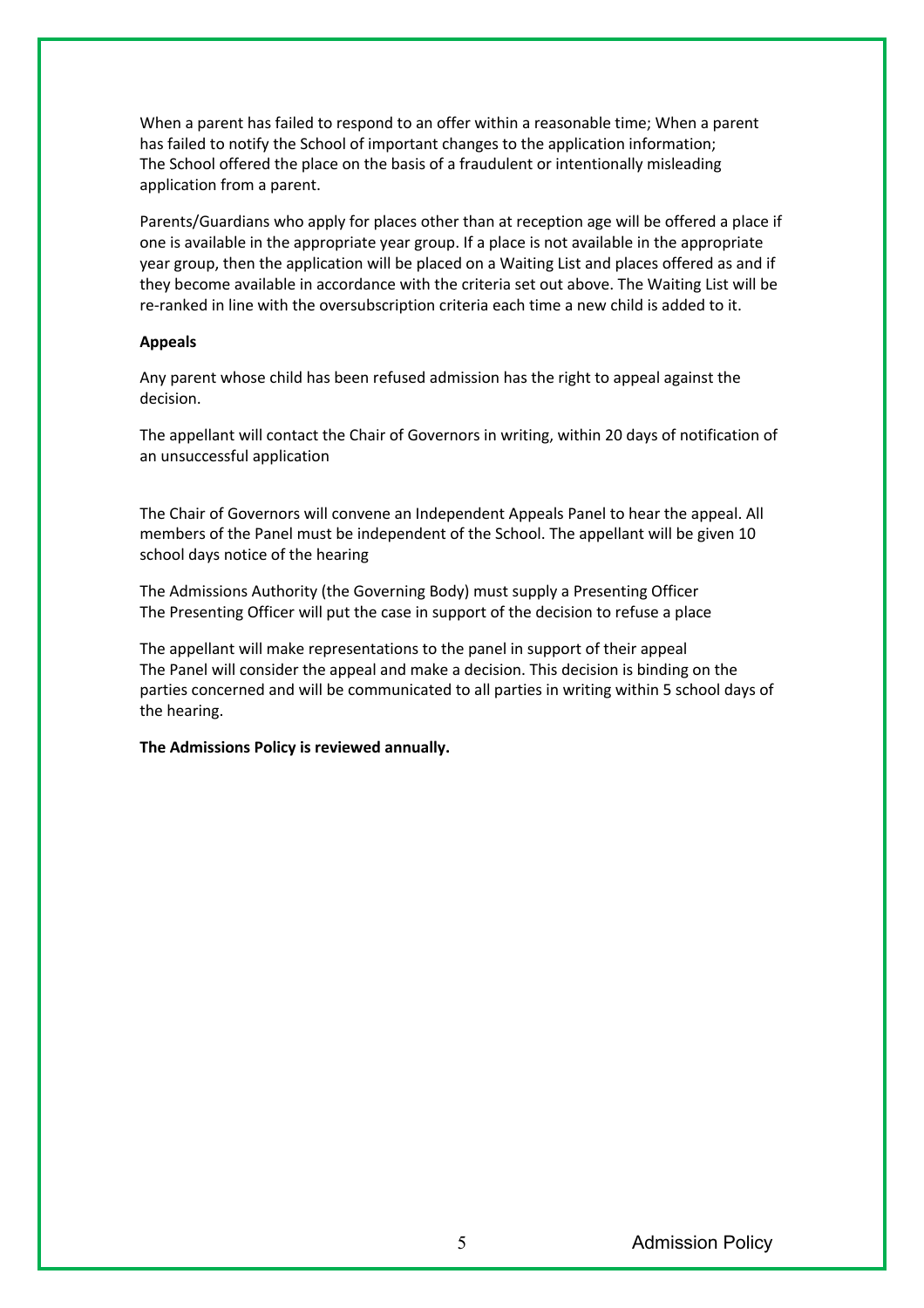When a parent has failed to respond to an offer within a reasonable time; When a parent has failed to notify the School of important changes to the application information; The School offered the place on the basis of a fraudulent or intentionally misleading application from a parent.

Parents/Guardians who apply for places other than at reception age will be offered a place if one is available in the appropriate year group. If a place is not available in the appropriate year group, then the application will be placed on a Waiting List and places offered as and if they become available in accordance with the criteria set out above. The Waiting List will be re-ranked in line with the oversubscription criteria each time a new child is added to it.

**Appeals**

Any parent whose child has been refused admission has the right to appeal against the decision.

The appellant will contact the Chair of Governors in writing, within 20 days of notification of an unsuccessful application

The Chair of Governors will convene an Independent Appeals Panel to hear the appeal. All members of the Panel must be independent of the School. The appellant will be given 10 school days notice of the hearing

The Admissions Authority (the Governing Body) must supply a Presenting Officer
The Presenting Officer will put the case in support of the decision to refuse a place

The appellant will make representations to the panel in support of their appeal
The Panel will consider the appeal and make a decision. This decision is binding on the parties concerned and will be communicated to all parties in writing within 5 school days of the hearing.

**The Admissions Policy is reviewed annually.**